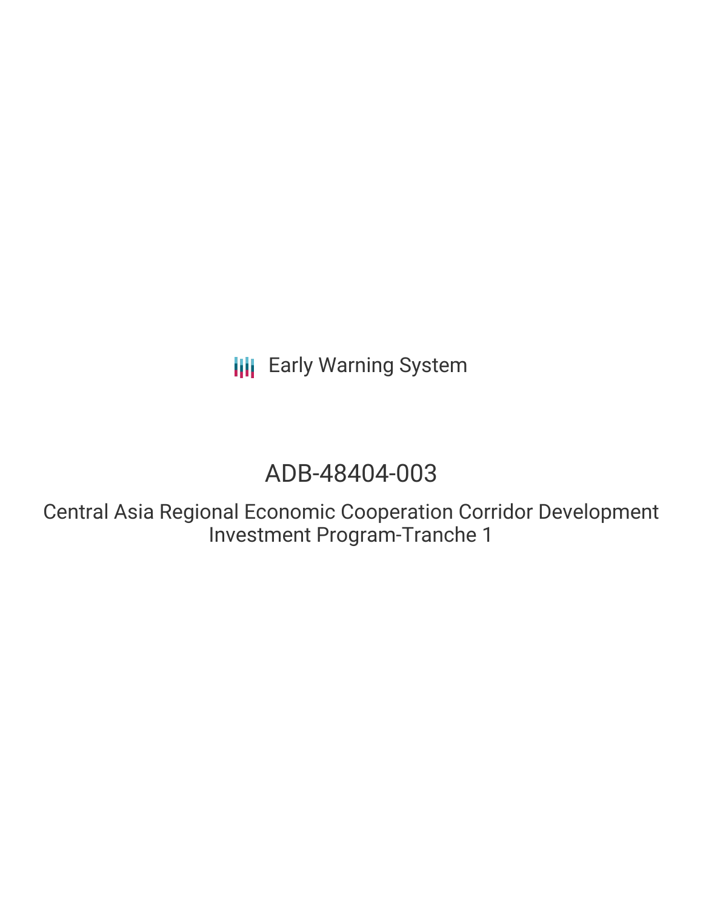Early Warning System

# ADB-48404-003

## Central Asia Regional Economic Cooperation Corridor Development Investment Program-Tranche 1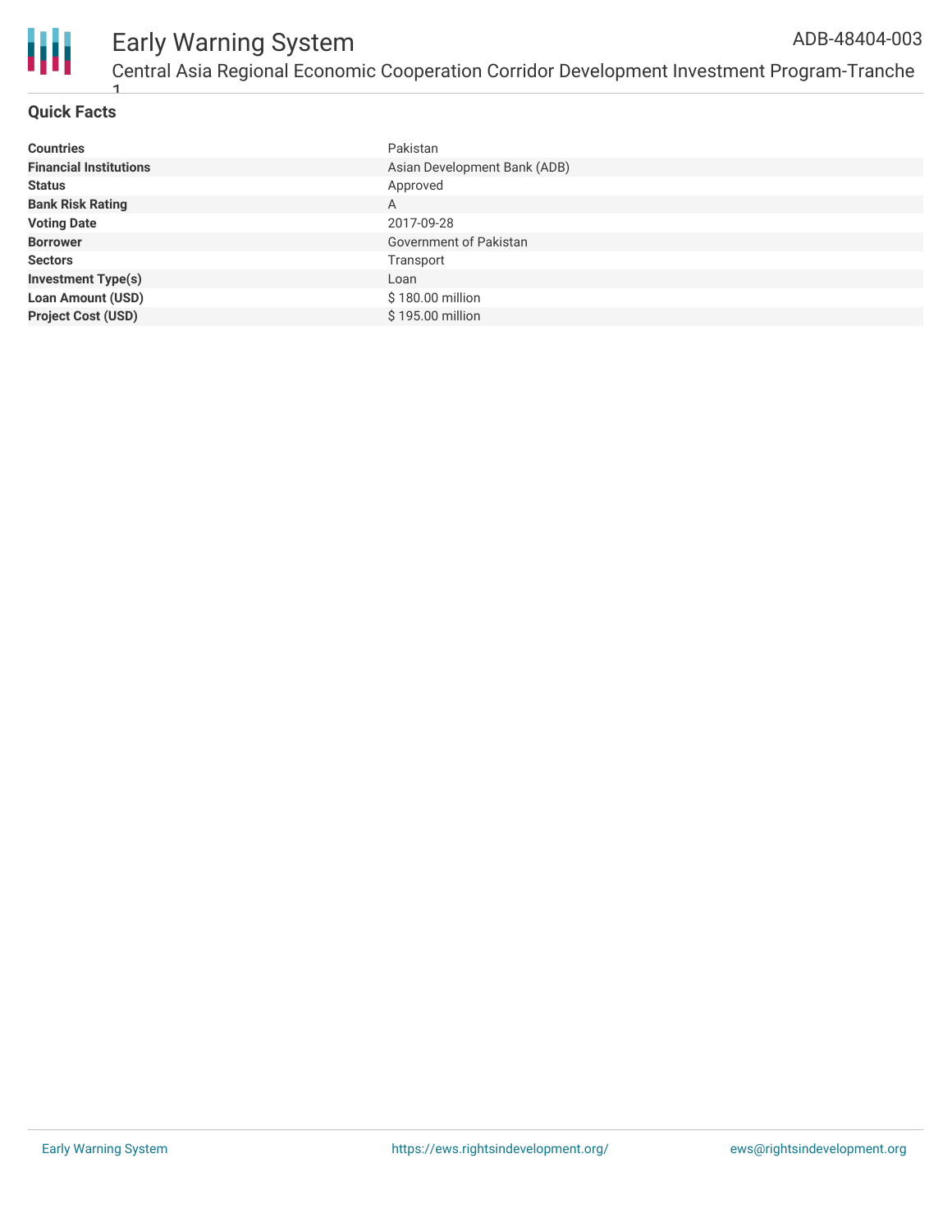# Central Asia Regional Economic Cooperation Corridor Development Investment Program-Tranche 1

ADB-48404-003

## Quick Facts

| | |
|---|---|
| **Countries** | Pakistan |
| **Financial Institutions** | Asian Development Bank (ADB) |
| **Status** | Approved |
| **Bank Risk Rating** | A |
| **Voting Date** | 2017-09-28 |
| **Borrower** | Government of Pakistan |
| **Sectors** | Transport |
| **Investment Type(s)** | Loan |
| **Loan Amount (USD)** | $ 180.00 million |
| **Project Cost (USD)** | $ 195.00 million |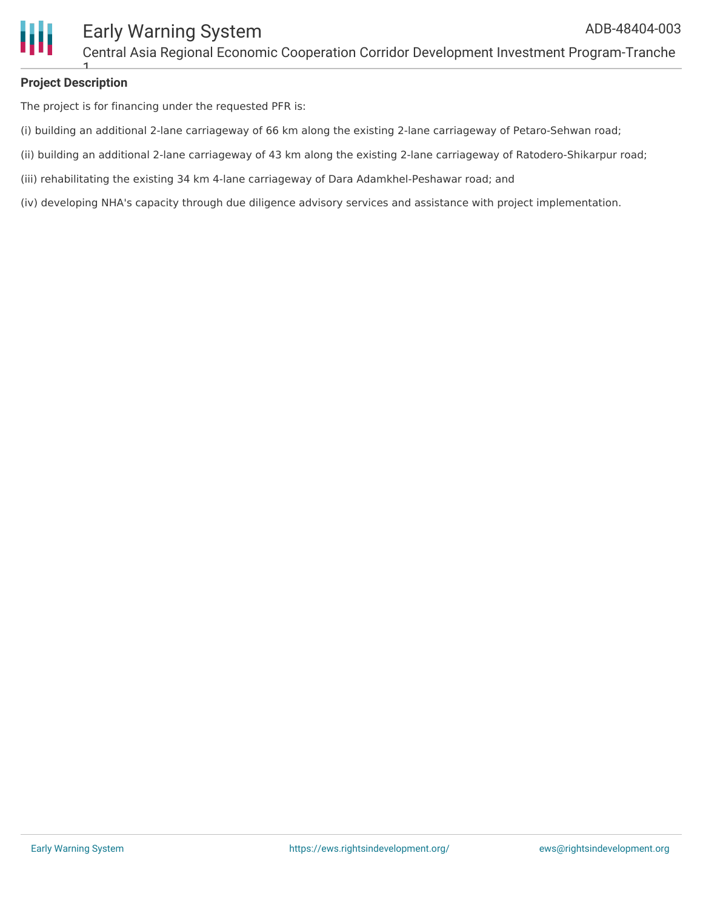**Project Description**

The project is for financing under the requested PFR is:

(i) building an additional 2-lane carriageway of 66 km along the existing 2-lane carriageway of Petaro-Sehwan road;

(ii) building an additional 2-lane carriageway of 43 km along the existing 2-lane carriageway of Ratodero-Shikarpur road;

(iii) rehabilitating the existing 34 km 4-lane carriageway of Dara Adamkhel-Peshawar road; and

(iv) developing NHA's capacity through due diligence advisory services and assistance with project implementation.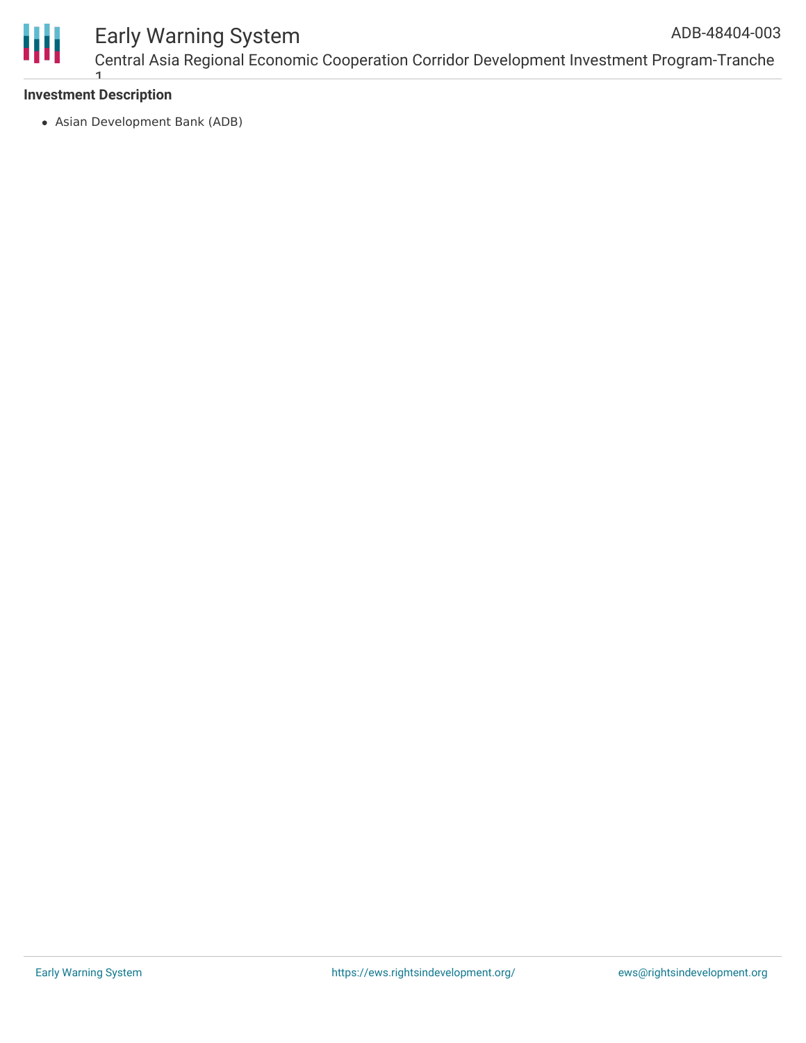### Investment Description

- Asian Development Bank (ADB)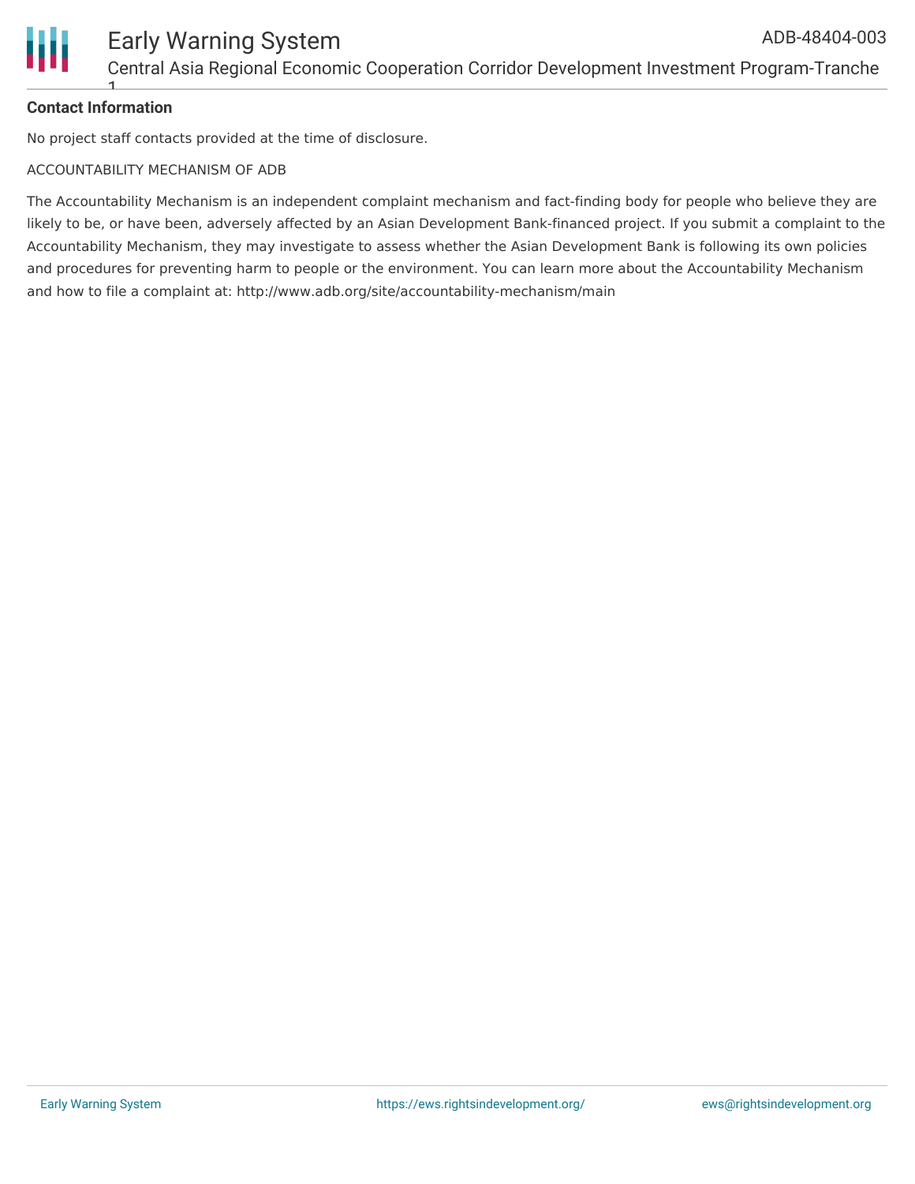**Contact Information**

No project staff contacts provided at the time of disclosure.

ACCOUNTABILITY MECHANISM OF ADB

The Accountability Mechanism is an independent complaint mechanism and fact-finding body for people who believe they are likely to be, or have been, adversely affected by an Asian Development Bank-financed project. If you submit a complaint to the Accountability Mechanism, they may investigate to assess whether the Asian Development Bank is following its own policies and procedures for preventing harm to people or the environment. You can learn more about the Accountability Mechanism and how to file a complaint at: http://www.adb.org/site/accountability-mechanism/main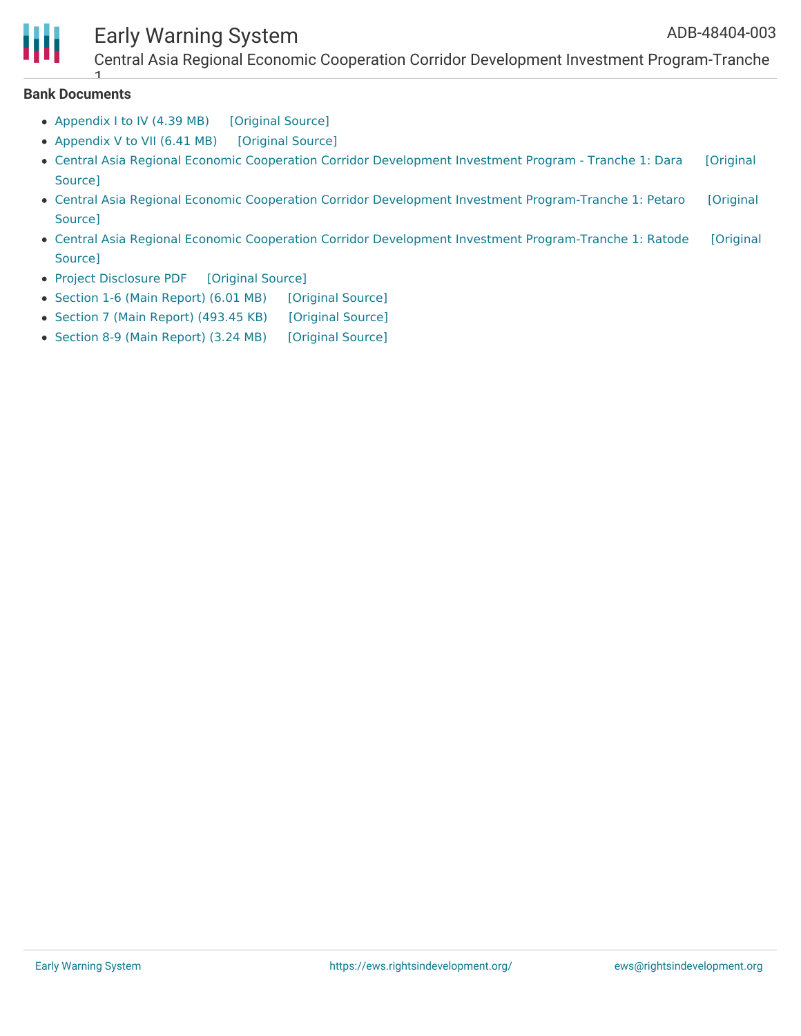**Bank Documents**

- Appendix I to IV (4.39 MB) [Original Source]
- Appendix V to VII (6.41 MB) [Original Source]
- Central Asia Regional Economic Cooperation Corridor Development Investment Program - Tranche 1: Dara [Original Source]
- Central Asia Regional Economic Cooperation Corridor Development Investment Program-Tranche 1: Petaro [Original Source]
- Central Asia Regional Economic Cooperation Corridor Development Investment Program-Tranche 1: Ratode [Original Source]
- Project Disclosure PDF [Original Source]
- Section 1-6 (Main Report) (6.01 MB) [Original Source]
- Section 7 (Main Report) (493.45 KB) [Original Source]
- Section 8-9 (Main Report) (3.24 MB) [Original Source]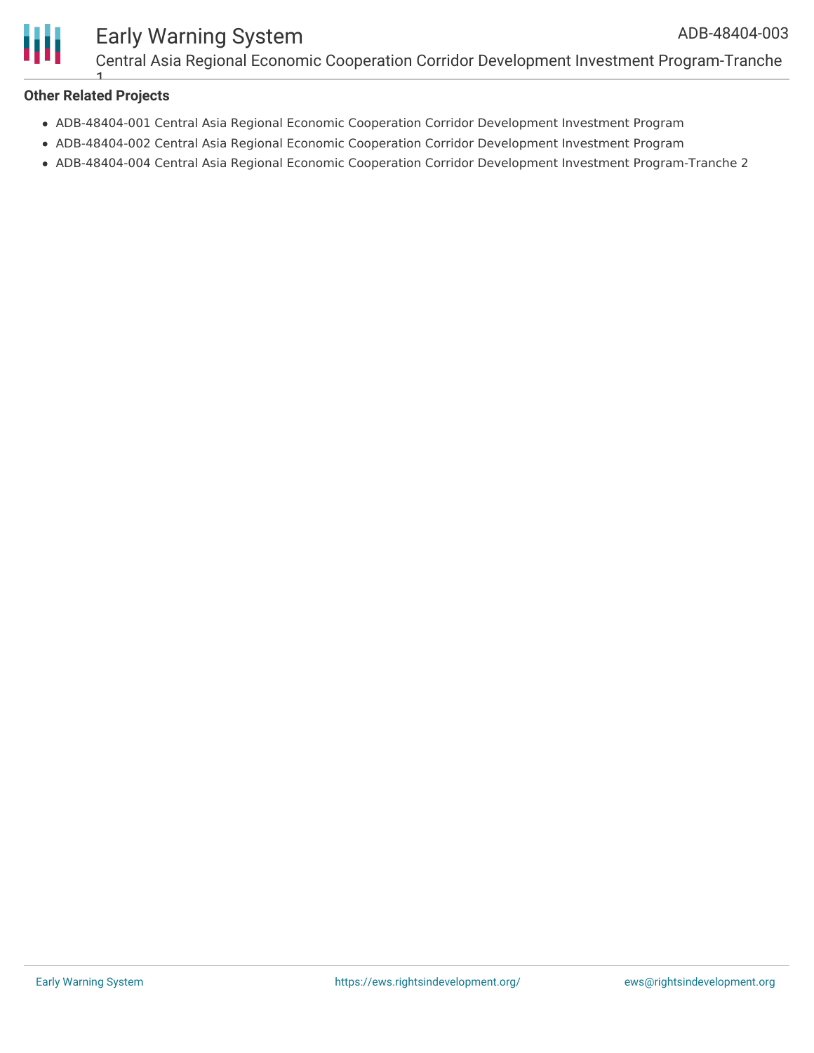**Other Related Projects**

- ADB-48404-001 Central Asia Regional Economic Cooperation Corridor Development Investment Program
- ADB-48404-002 Central Asia Regional Economic Cooperation Corridor Development Investment Program
- ADB-48404-004 Central Asia Regional Economic Cooperation Corridor Development Investment Program-Tranche 2